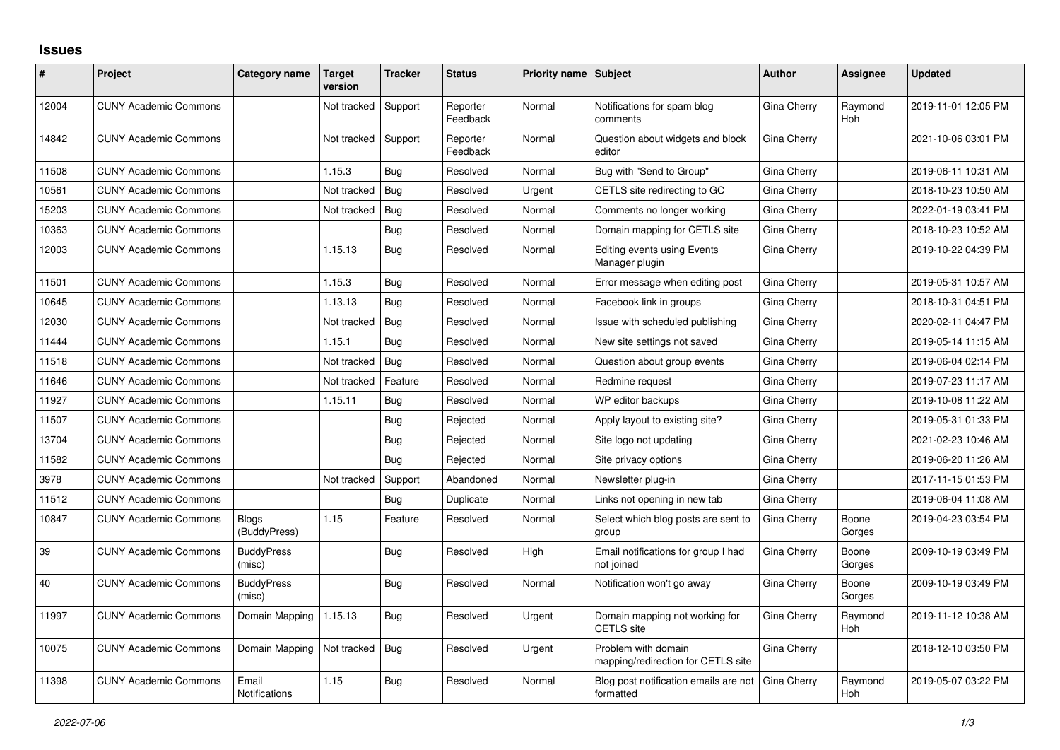# Issues

| # | Project | Category name | Target version | Tracker | Status | Priority name | Subject | Author | Assignee | Updated |
|---|---|---|---|---|---|---|---|---|---|---|
| 12004 | CUNY Academic Commons | | Not tracked | Support | Reporter Feedback | Normal | Notifications for spam blog comments | Gina Cherry | Raymond Hoh | 2019-11-01 12:05 PM |
| 14842 | CUNY Academic Commons | | Not tracked | Support | Reporter Feedback | Normal | Question about widgets and block editor | Gina Cherry | | 2021-10-06 03:01 PM |
| 11508 | CUNY Academic Commons | | 1.15.3 | Bug | Resolved | Normal | Bug with "Send to Group" | Gina Cherry | | 2019-06-11 10:31 AM |
| 10561 | CUNY Academic Commons | | Not tracked | Bug | Resolved | Urgent | CETLS site redirecting to GC | Gina Cherry | | 2018-10-23 10:50 AM |
| 15203 | CUNY Academic Commons | | Not tracked | Bug | Resolved | Normal | Comments no longer working | Gina Cherry | | 2022-01-19 03:41 PM |
| 10363 | CUNY Academic Commons | | | Bug | Resolved | Normal | Domain mapping for CETLS site | Gina Cherry | | 2018-10-23 10:52 AM |
| 12003 | CUNY Academic Commons | | 1.15.13 | Bug | Resolved | Normal | Editing events using Events Manager plugin | Gina Cherry | | 2019-10-22 04:39 PM |
| 11501 | CUNY Academic Commons | | 1.15.3 | Bug | Resolved | Normal | Error message when editing post | Gina Cherry | | 2019-05-31 10:57 AM |
| 10645 | CUNY Academic Commons | | 1.13.13 | Bug | Resolved | Normal | Facebook link in groups | Gina Cherry | | 2018-10-31 04:51 PM |
| 12030 | CUNY Academic Commons | | Not tracked | Bug | Resolved | Normal | Issue with scheduled publishing | Gina Cherry | | 2020-02-11 04:47 PM |
| 11444 | CUNY Academic Commons | | 1.15.1 | Bug | Resolved | Normal | New site settings not saved | Gina Cherry | | 2019-05-14 11:15 AM |
| 11518 | CUNY Academic Commons | | Not tracked | Bug | Resolved | Normal | Question about group events | Gina Cherry | | 2019-06-04 02:14 PM |
| 11646 | CUNY Academic Commons | | Not tracked | Feature | Resolved | Normal | Redmine request | Gina Cherry | | 2019-07-23 11:17 AM |
| 11927 | CUNY Academic Commons | | 1.15.11 | Bug | Resolved | Normal | WP editor backups | Gina Cherry | | 2019-10-08 11:22 AM |
| 11507 | CUNY Academic Commons | | | Bug | Rejected | Normal | Apply layout to existing site? | Gina Cherry | | 2019-05-31 01:33 PM |
| 13704 | CUNY Academic Commons | | | Bug | Rejected | Normal | Site logo not updating | Gina Cherry | | 2021-02-23 10:46 AM |
| 11582 | CUNY Academic Commons | | | Bug | Rejected | Normal | Site privacy options | Gina Cherry | | 2019-06-20 11:26 AM |
| 3978 | CUNY Academic Commons | | Not tracked | Support | Abandoned | Normal | Newsletter plug-in | Gina Cherry | | 2017-11-15 01:53 PM |
| 11512 | CUNY Academic Commons | | | Bug | Duplicate | Normal | Links not opening in new tab | Gina Cherry | | 2019-06-04 11:08 AM |
| 10847 | CUNY Academic Commons | Blogs (BuddyPress) | 1.15 | Feature | Resolved | Normal | Select which blog posts are sent to group | Gina Cherry | Boone Gorges | 2019-04-23 03:54 PM |
| 39 | CUNY Academic Commons | BuddyPress (misc) | | Bug | Resolved | High | Email notifications for group I had not joined | Gina Cherry | Boone Gorges | 2009-10-19 03:49 PM |
| 40 | CUNY Academic Commons | BuddyPress (misc) | | Bug | Resolved | Normal | Notification won't go away | Gina Cherry | Boone Gorges | 2009-10-19 03:49 PM |
| 11997 | CUNY Academic Commons | Domain Mapping | 1.15.13 | Bug | Resolved | Urgent | Domain mapping not working for CETLS site | Gina Cherry | Raymond Hoh | 2019-11-12 10:38 AM |
| 10075 | CUNY Academic Commons | Domain Mapping | Not tracked | Bug | Resolved | Urgent | Problem with domain mapping/redirection for CETLS site | Gina Cherry | | 2018-12-10 03:50 PM |
| 11398 | CUNY Academic Commons | Email Notifications | 1.15 | Bug | Resolved | Normal | Blog post notification emails are not formatted | Gina Cherry | Raymond Hoh | 2019-05-07 03:22 PM |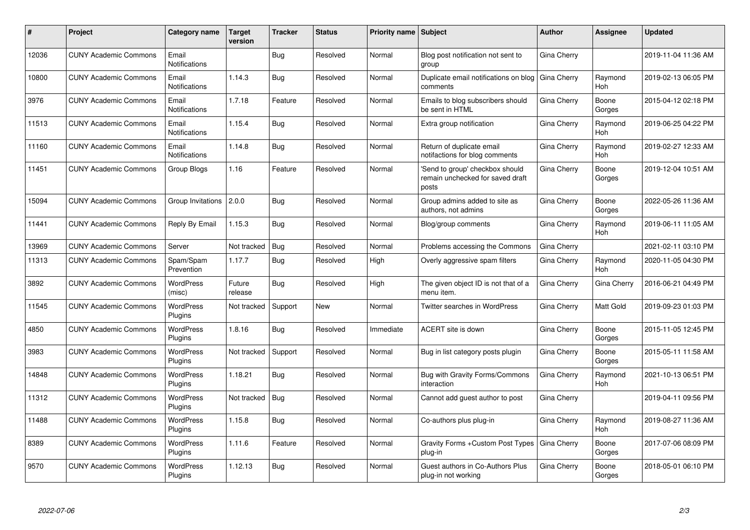| # | Project | Category name | Target version | Tracker | Status | Priority name | Subject | Author | Assignee | Updated |
|---|---|---|---|---|---|---|---|---|---|---|
| 12036 | CUNY Academic Commons | Email Notifications | | Bug | Resolved | Normal | Blog post notification not sent to group | Gina Cherry | | 2019-11-04 11:36 AM |
| 10800 | CUNY Academic Commons | Email Notifications | 1.14.3 | Bug | Resolved | Normal | Duplicate email notifications on blog comments | Gina Cherry | Raymond Hoh | 2019-02-13 06:05 PM |
| 3976 | CUNY Academic Commons | Email Notifications | 1.7.18 | Feature | Resolved | Normal | Emails to blog subscribers should be sent in HTML | Gina Cherry | Boone Gorges | 2015-04-12 02:18 PM |
| 11513 | CUNY Academic Commons | Email Notifications | 1.15.4 | Bug | Resolved | Normal | Extra group notification | Gina Cherry | Raymond Hoh | 2019-06-25 04:22 PM |
| 11160 | CUNY Academic Commons | Email Notifications | 1.14.8 | Bug | Resolved | Normal | Return of duplicate email notifactions for blog comments | Gina Cherry | Raymond Hoh | 2019-02-27 12:33 AM |
| 11451 | CUNY Academic Commons | Group Blogs | 1.16 | Feature | Resolved | Normal | 'Send to group' checkbox should remain unchecked for saved draft posts | Gina Cherry | Boone Gorges | 2019-12-04 10:51 AM |
| 15094 | CUNY Academic Commons | Group Invitations | 2.0.0 | Bug | Resolved | Normal | Group admins added to site as authors, not admins | Gina Cherry | Boone Gorges | 2022-05-26 11:36 AM |
| 11441 | CUNY Academic Commons | Reply By Email | 1.15.3 | Bug | Resolved | Normal | Blog/group comments | Gina Cherry | Raymond Hoh | 2019-06-11 11:05 AM |
| 13969 | CUNY Academic Commons | Server | Not tracked | Bug | Resolved | Normal | Problems accessing the Commons | Gina Cherry | | 2021-02-11 03:10 PM |
| 11313 | CUNY Academic Commons | Spam/Spam Prevention | 1.17.7 | Bug | Resolved | High | Overly aggressive spam filters | Gina Cherry | Raymond Hoh | 2020-11-05 04:30 PM |
| 3892 | CUNY Academic Commons | WordPress (misc) | Future release | Bug | Resolved | High | The given object ID is not that of a menu item. | Gina Cherry | Gina Cherry | 2016-06-21 04:49 PM |
| 11545 | CUNY Academic Commons | WordPress Plugins | Not tracked | Support | New | Normal | Twitter searches in WordPress | Gina Cherry | Matt Gold | 2019-09-23 01:03 PM |
| 4850 | CUNY Academic Commons | WordPress Plugins | 1.8.16 | Bug | Resolved | Immediate | ACERT site is down | Gina Cherry | Boone Gorges | 2015-11-05 12:45 PM |
| 3983 | CUNY Academic Commons | WordPress Plugins | Not tracked | Support | Resolved | Normal | Bug in list category posts plugin | Gina Cherry | Boone Gorges | 2015-05-11 11:58 AM |
| 14848 | CUNY Academic Commons | WordPress Plugins | 1.18.21 | Bug | Resolved | Normal | Bug with Gravity Forms/Commons interaction | Gina Cherry | Raymond Hoh | 2021-10-13 06:51 PM |
| 11312 | CUNY Academic Commons | WordPress Plugins | Not tracked | Bug | Resolved | Normal | Cannot add guest author to post | Gina Cherry | | 2019-04-11 09:56 PM |
| 11488 | CUNY Academic Commons | WordPress Plugins | 1.15.8 | Bug | Resolved | Normal | Co-authors plus plug-in | Gina Cherry | Raymond Hoh | 2019-08-27 11:36 AM |
| 8389 | CUNY Academic Commons | WordPress Plugins | 1.11.6 | Feature | Resolved | Normal | Gravity Forms +Custom Post Types plug-in | Gina Cherry | Boone Gorges | 2017-07-06 08:09 PM |
| 9570 | CUNY Academic Commons | WordPress Plugins | 1.12.13 | Bug | Resolved | Normal | Guest authors in Co-Authors Plus plug-in not working | Gina Cherry | Boone Gorges | 2018-05-01 06:10 PM |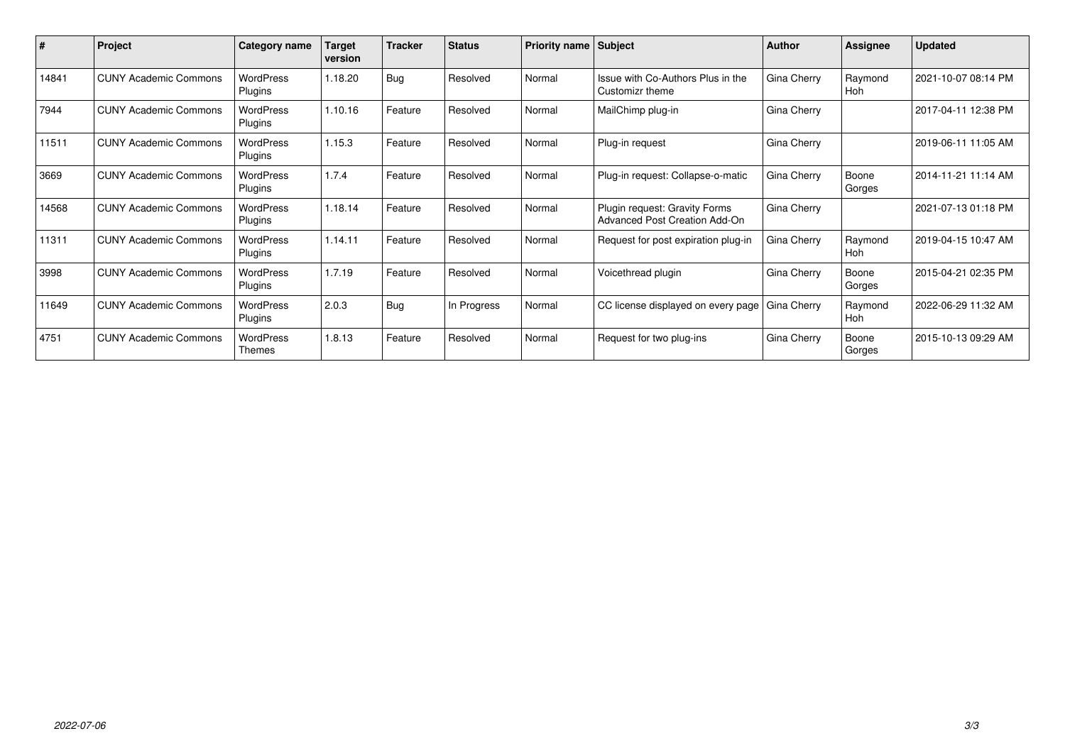| # | Project | Category name | Target version | Tracker | Status | Priority name | Subject | Author | Assignee | Updated |
|---|---|---|---|---|---|---|---|---|---|---|
| 14841 | CUNY Academic Commons | WordPress Plugins | 1.18.20 | Bug | Resolved | Normal | Issue with Co-Authors Plus in the Customizr theme | Gina Cherry | Raymond Hoh | 2021-10-07 08:14 PM |
| 7944 | CUNY Academic Commons | WordPress Plugins | 1.10.16 | Feature | Resolved | Normal | MailChimp plug-in | Gina Cherry | | 2017-04-11 12:38 PM |
| 11511 | CUNY Academic Commons | WordPress Plugins | 1.15.3 | Feature | Resolved | Normal | Plug-in request | Gina Cherry | | 2019-06-11 11:05 AM |
| 3669 | CUNY Academic Commons | WordPress Plugins | 1.7.4 | Feature | Resolved | Normal | Plug-in request: Collapse-o-matic | Gina Cherry | Boone Gorges | 2014-11-21 11:14 AM |
| 14568 | CUNY Academic Commons | WordPress Plugins | 1.18.14 | Feature | Resolved | Normal | Plugin request: Gravity Forms Advanced Post Creation Add-On | Gina Cherry | | 2021-07-13 01:18 PM |
| 11311 | CUNY Academic Commons | WordPress Plugins | 1.14.11 | Feature | Resolved | Normal | Request for post expiration plug-in | Gina Cherry | Raymond Hoh | 2019-04-15 10:47 AM |
| 3998 | CUNY Academic Commons | WordPress Plugins | 1.7.19 | Feature | Resolved | Normal | Voicethread plugin | Gina Cherry | Boone Gorges | 2015-04-21 02:35 PM |
| 11649 | CUNY Academic Commons | WordPress Plugins | 2.0.3 | Bug | In Progress | Normal | CC license displayed on every page | Gina Cherry | Raymond Hoh | 2022-06-29 11:32 AM |
| 4751 | CUNY Academic Commons | WordPress Themes | 1.8.13 | Feature | Resolved | Normal | Request for two plug-ins | Gina Cherry | Boone Gorges | 2015-10-13 09:29 AM |